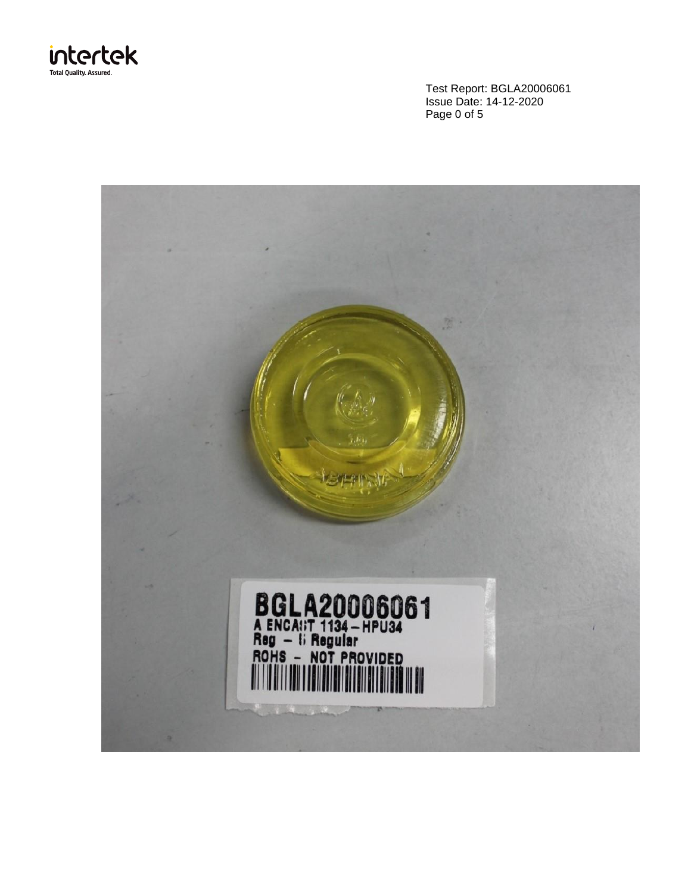Test Report: BGLA20006061
Issue Date: 14-12-2020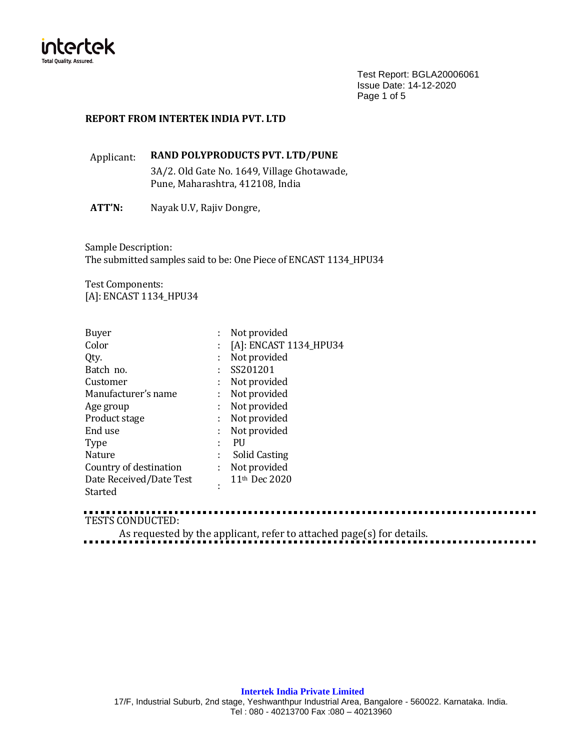Test Report: BGLA20006061
Issue Date: 14-12-2020

**REPORT FROM INTERTEK INDIA PVT. LTD**

| | |
|---|---|
| Applicant: | **RAND POLYPRODUCTS PVT. LTD/PUNE**<br>3A/2. Old Gate No. 1649, Village Ghotawade,<br>Pune, Maharashtra, 412108, India |
| **ATT'N:** | Nayak U.V, Rajiv Dongre, |

Sample Description:
The submitted samples said to be: One Piece of ENCAST 1134_HPU34

Test Components:
[A]: ENCAST 1134_HPU34

| | | |
|---|---|---|
| Buyer | : | Not provided |
| Color | : | [A]: ENCAST 1134_HPU34 |
| Qty. | : | Not provided |
| Batch no. | : | SS201201 |
| Customer | : | Not provided |
| Manufacturer's name | : | Not provided |
| Age group | : | Not provided |
| Product stage | : | Not provided |
| End use | : | Not provided |
| Type | : | PU |
| Nature | : | Solid Casting |
| Country of destination | : | Not provided |
| Date Received/Date Test Started | : | 11th Dec 2020 |

TESTS CONDUCTED:
As requested by the applicant, refer to attached page(s) for details.

**Intertek India Private Limited**
17/F, Industrial Suburb, 2nd stage, Yeshwanthpur Industrial Area, Bangalore - 560022. Karnataka. India.
Tel : 080 - 40213700 Fax :080 – 40213960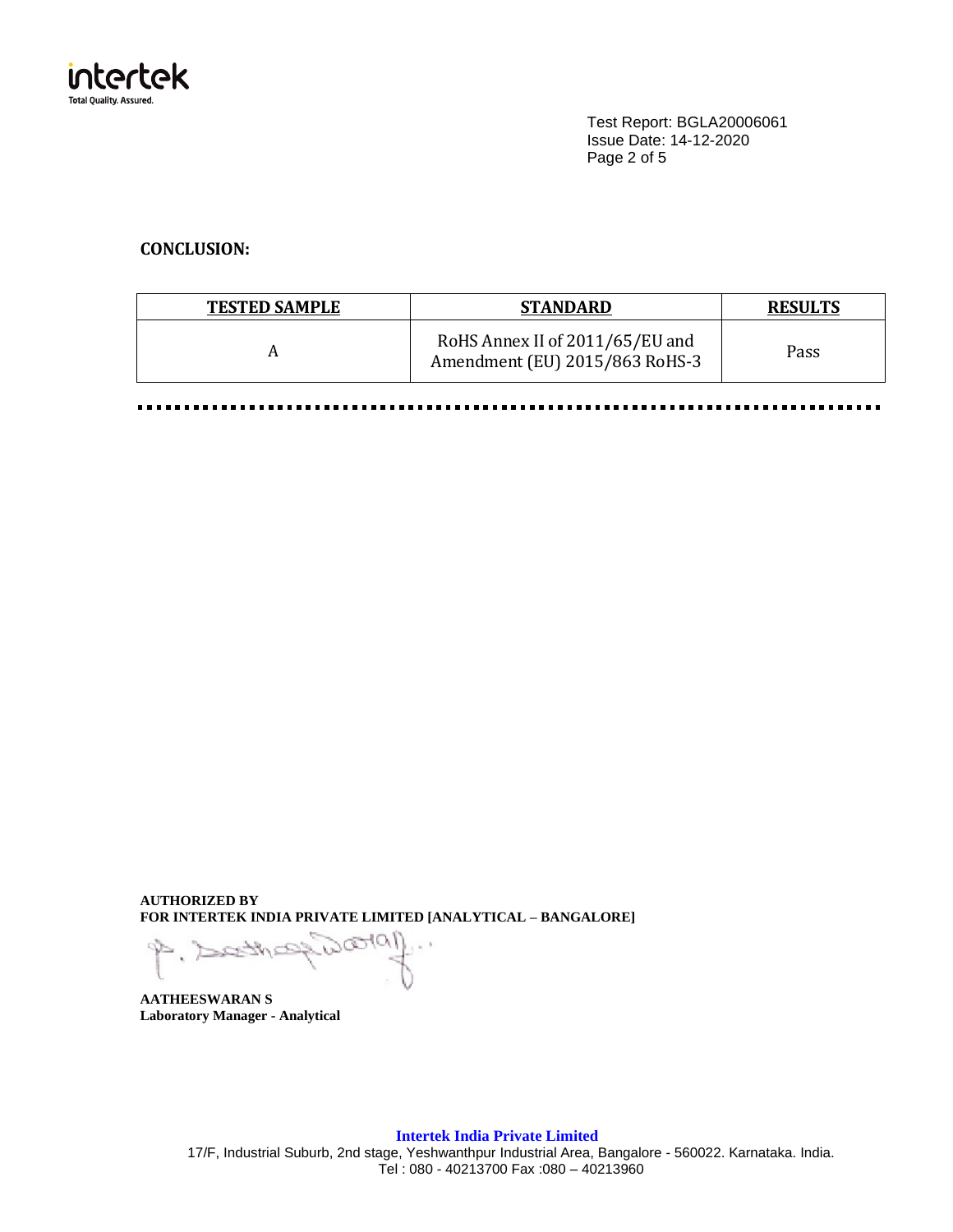Test Report: BGLA20006061
Issue Date: 14-12-2020

**CONCLUSION:**

| TESTED SAMPLE | STANDARD | RESULTS |
|---|---|---|
| A | RoHS Annex II of 2011/65/EU and Amendment (EU) 2015/863 RoHS-3 | Pass |

**AUTHORIZED BY**
**FOR INTERTEK INDIA PRIVATE LIMITED [ANALYTICAL – BANGALORE]**

**AATHEESWARAN S**
**Laboratory Manager - Analytical**

**Intertek India Private Limited**
17/F, Industrial Suburb, 2nd stage, Yeshwanthpur Industrial Area, Bangalore - 560022. Karnataka. India.
Tel : 080 - 40213700 Fax :080 – 40213960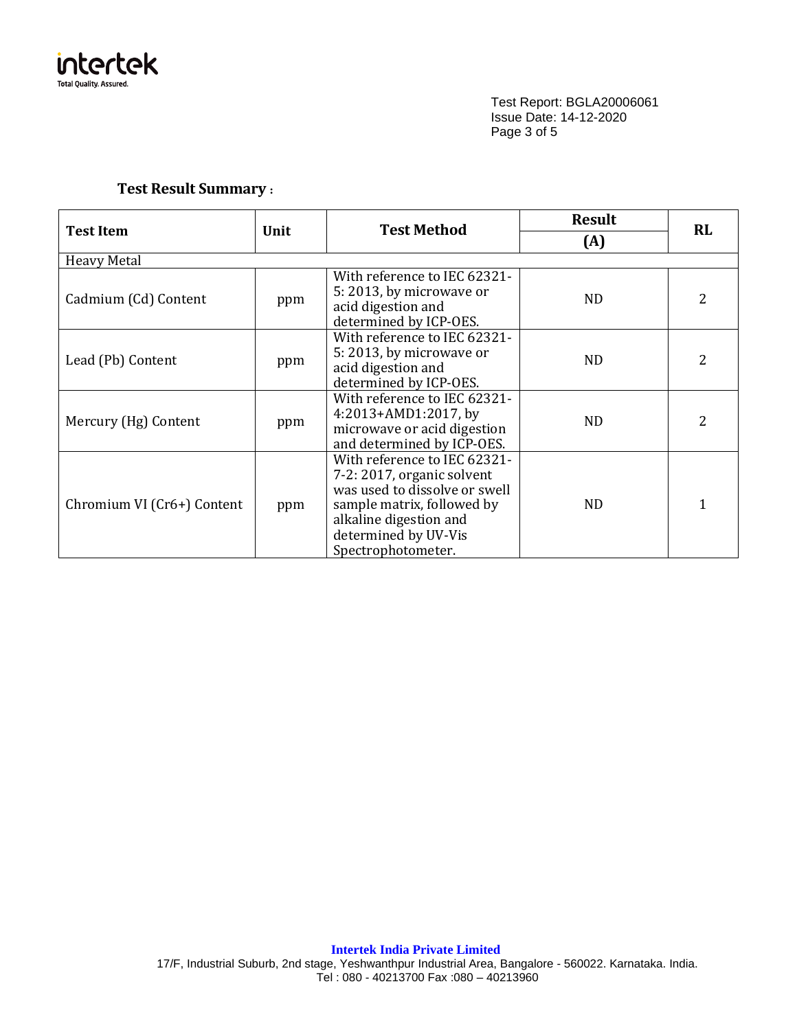Test Report: BGLA20006061
Issue Date: 14-12-2020

### Test Result Summary :

| Test Item | Unit | Test Method | Result | RL |
|---|---|---|---|---|
| | | | (A) | |
| Heavy Metal | | | | |
| Cadmium (Cd) Content | ppm | With reference to IEC 62321-5: 2013, by microwave or acid digestion and determined by ICP-OES. | ND | 2 |
| Lead (Pb) Content | ppm | With reference to IEC 62321-5: 2013, by microwave or acid digestion and determined by ICP-OES. | ND | 2 |
| Mercury (Hg) Content | ppm | With reference to IEC 62321-4:2013+AMD1:2017, by microwave or acid digestion and determined by ICP-OES. | ND | 2 |
| Chromium VI (Cr6+) Content | ppm | With reference to IEC 62321-7-2: 2017, organic solvent was used to dissolve or swell sample matrix, followed by alkaline digestion and determined by UV-Vis Spectrophotometer. | ND | 1 |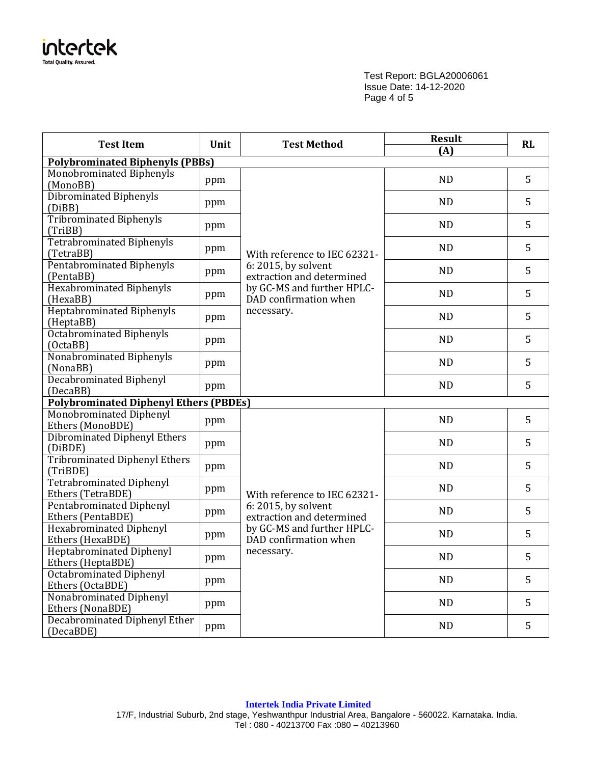Test Report: BGLA20006061
Issue Date: 14-12-2020

| Test Item | Unit | Test Method | Result (A) | RL |
|---|---|---|---|---|
| **Polybrominated Biphenyls (PBBs)** | | | | |
| Monobrominated Biphenyls (MonoBB) | ppm | With reference to IEC 62321-6: 2015, by solvent extraction and determined by GC-MS and further HPLC-DAD confirmation when necessary. | ND | 5 |
| Dibrominated Biphenyls (DiBB) | ppm | | ND | 5 |
| Tribrominated Biphenyls (TriBB) | ppm | | ND | 5 |
| Tetrabrominated Biphenyls (TetraBB) | ppm | | ND | 5 |
| Pentabrominated Biphenyls (PentaBB) | ppm | | ND | 5 |
| Hexabrominated Biphenyls (HexaBB) | ppm | | ND | 5 |
| Heptabrominated Biphenyls (HeptaBB) | ppm | | ND | 5 |
| Octabrominated Biphenyls (OctaBB) | ppm | | ND | 5 |
| Nonabrominated Biphenyls (NonaBB) | ppm | | ND | 5 |
| Decabrominated Biphenyl (DecaBB) | ppm | | ND | 5 |
| **Polybrominated Diphenyl Ethers (PBDEs)** | | | | |
| Monobrominated Diphenyl Ethers (MonoBDE) | ppm | With reference to IEC 62321-6: 2015, by solvent extraction and determined by GC-MS and further HPLC-DAD confirmation when necessary. | ND | 5 |
| Dibrominated Diphenyl Ethers (DiBDE) | ppm | | ND | 5 |
| Tribrominated Diphenyl Ethers (TriBDE) | ppm | | ND | 5 |
| Tetrabrominated Diphenyl Ethers (TetraBDE) | ppm | | ND | 5 |
| Pentabrominated Diphenyl Ethers (PentaBDE) | ppm | | ND | 5 |
| Hexabrominated Diphenyl Ethers (HexaBDE) | ppm | | ND | 5 |
| Heptabrominated Diphenyl Ethers (HeptaBDE) | ppm | | ND | 5 |
| Octabrominated Diphenyl Ethers (OctaBDE) | ppm | | ND | 5 |
| Nonabrominated Diphenyl Ethers (NonaBDE) | ppm | | ND | 5 |
| Decabrominated Diphenyl Ether (DecaBDE) | ppm | | ND | 5 |

**Intertek India Private Limited**
17/F, Industrial Suburb, 2nd stage, Yeshwanthpur Industrial Area, Bangalore - 560022. Karnataka. India.
Tel : 080 - 40213700 Fax :080 – 40213960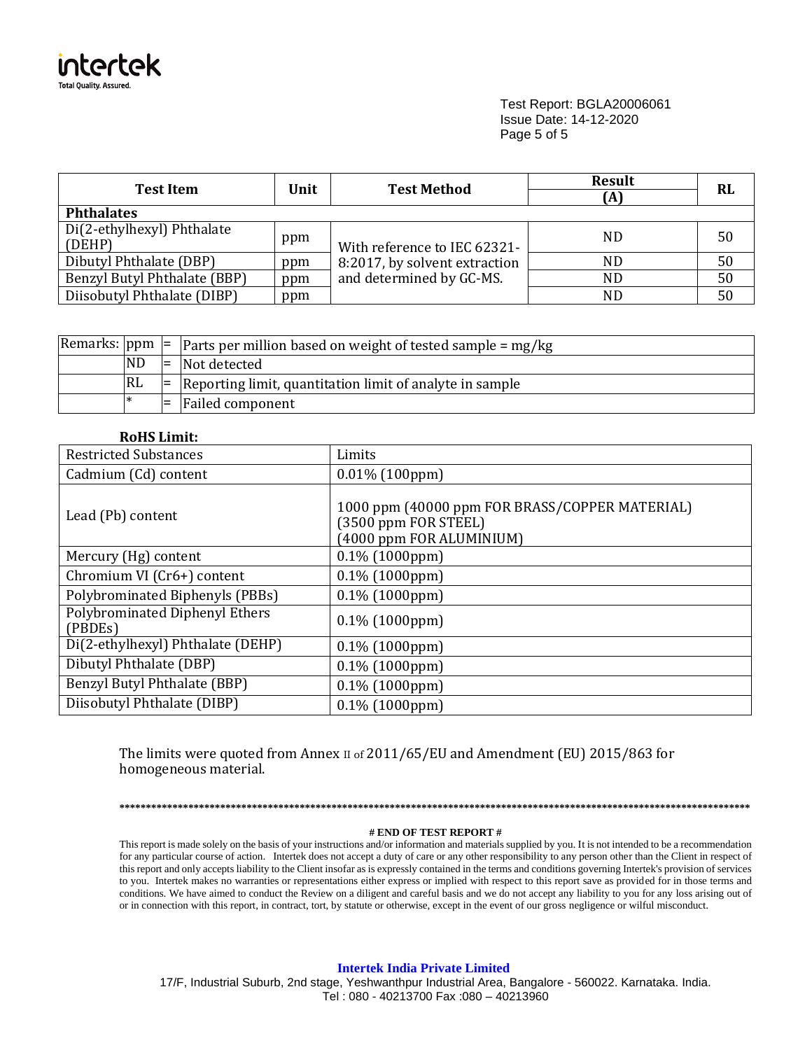| Test Item | Unit | Test Method | Result (A) | RL |
|---|---|---|---|---|
| **Phthalates** | | | | |
| Di(2-ethylhexyl) Phthalate (DEHP) | ppm | With reference to IEC 62321-8:2017, by solvent extraction and determined by GC-MS. | ND | 50 |
| Dibutyl Phthalate (DBP) | ppm | | ND | 50 |
| Benzyl Butyl Phthalate (BBP) | ppm | | ND | 50 |
| Diisobutyl Phthalate (DIBP) | ppm | | ND | 50 |

| | | | |
|---|---|---|---|
| Remarks: | ppm | = | Parts per million based on weight of tested sample = mg/kg |
| | ND | = | Not detected |
| | RL | = | Reporting limit, quantitation limit of analyte in sample |
| | * | = | Failed component |

**RoHS Limit:**

| Restricted Substances | Limits |
|---|---|
| Cadmium (Cd) content | 0.01% (100ppm) |
| Lead (Pb) content | 1000 ppm (40000 ppm FOR BRASS/COPPER MATERIAL) (3500 ppm FOR STEEL) (4000 ppm FOR ALUMINIUM) |
| Mercury (Hg) content | 0.1% (1000ppm) |
| Chromium VI (Cr6+) content | 0.1% (1000ppm) |
| Polybrominated Biphenyls (PBBs) | 0.1% (1000ppm) |
| Polybrominated Diphenyl Ethers (PBDEs) | 0.1% (1000ppm) |
| Di(2-ethylhexyl) Phthalate (DEHP) | 0.1% (1000ppm) |
| Dibutyl Phthalate (DBP) | 0.1% (1000ppm) |
| Benzyl Butyl Phthalate (BBP) | 0.1% (1000ppm) |
| Diisobutyl Phthalate (DIBP) | 0.1% (1000ppm) |

The limits were quoted from Annex II of 2011/65/EU and Amendment (EU) 2015/863 for homogeneous material.

****************************************************************************************************************************

**# END OF TEST REPORT #**

This report is made solely on the basis of your instructions and/or information and materials supplied by you. It is not intended to be a recommendation for any particular course of action. Intertek does not accept a duty of care or any other responsibility to any person other than the Client in respect of this report and only accepts liability to the Client insofar as is expressly contained in the terms and conditions governing Intertek's provision of services to you. Intertek makes no warranties or representations either express or implied with respect to this report save as provided for in those terms and conditions. We have aimed to conduct the Review on a diligent and careful basis and we do not accept any liability to you for any loss arising out of or in connection with this report, in contract, tort, by statute or otherwise, except in the event of our gross negligence or wilful misconduct.

**Intertek India Private Limited**

17/F, Industrial Suburb, 2nd stage, Yeshwanthpur Industrial Area, Bangalore - 560022. Karnataka. India.
Tel : 080 - 40213700 Fax :080 – 40213960